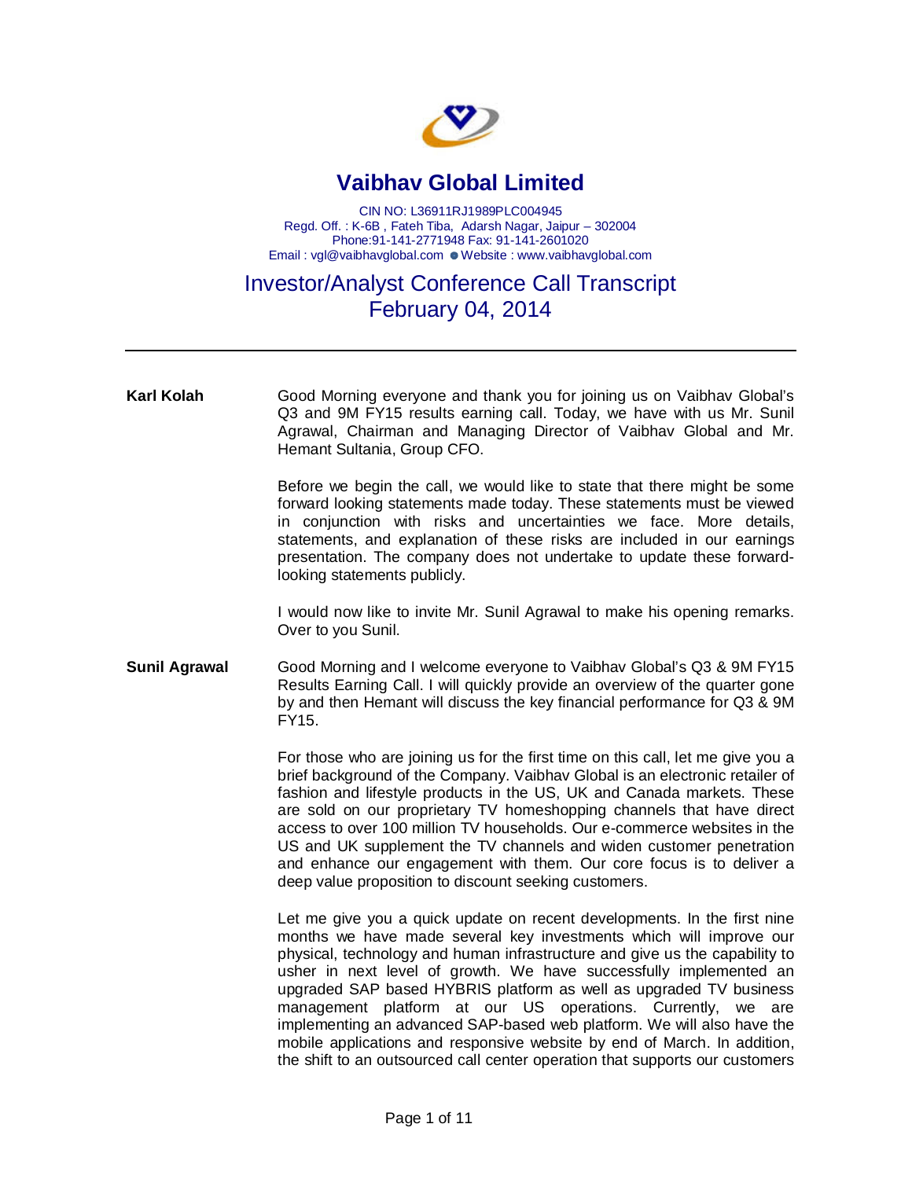# Vaibhav Global Limited

CIN NO: L36911RJ1989PLC004945
Regd. Off. : K-6B , Fateh Tiba, Adarsh Nagar, Jaipur – 302004
Phone:91-141-2771948 Fax: 91-141-2601020
Email : vgl@vaibhavglobal.com ● Website : www.vaibhavglobal.com

## Investor/Analyst Conference Call Transcript
## February 04, 2014

---

**Karl Kolah**

Good Morning everyone and thank you for joining us on Vaibhav Global's Q3 and 9M FY15 results earning call. Today, we have with us Mr. Sunil Agrawal, Chairman and Managing Director of Vaibhav Global and Mr. Hemant Sultania, Group CFO.

Before we begin the call, we would like to state that there might be some forward looking statements made today. These statements must be viewed in conjunction with risks and uncertainties we face. More details, statements, and explanation of these risks are included in our earnings presentation. The company does not undertake to update these forward-looking statements publicly.

I would now like to invite Mr. Sunil Agrawal to make his opening remarks. Over to you Sunil.

**Sunil Agrawal**

Good Morning and I welcome everyone to Vaibhav Global's Q3 & 9M FY15 Results Earning Call. I will quickly provide an overview of the quarter gone by and then Hemant will discuss the key financial performance for Q3 & 9M FY15.

For those who are joining us for the first time on this call, let me give you a brief background of the Company. Vaibhav Global is an electronic retailer of fashion and lifestyle products in the US, UK and Canada markets. These are sold on our proprietary TV homeshopping channels that have direct access to over 100 million TV households. Our e-commerce websites in the US and UK supplement the TV channels and widen customer penetration and enhance our engagement with them. Our core focus is to deliver a deep value proposition to discount seeking customers.

Let me give you a quick update on recent developments. In the first nine months we have made several key investments which will improve our physical, technology and human infrastructure and give us the capability to usher in next level of growth. We have successfully implemented an upgraded SAP based HYBRIS platform as well as upgraded TV business management platform at our US operations. Currently, we are implementing an advanced SAP-based web platform. We will also have the mobile applications and responsive website by end of March. In addition, the shift to an outsourced call center operation that supports our customers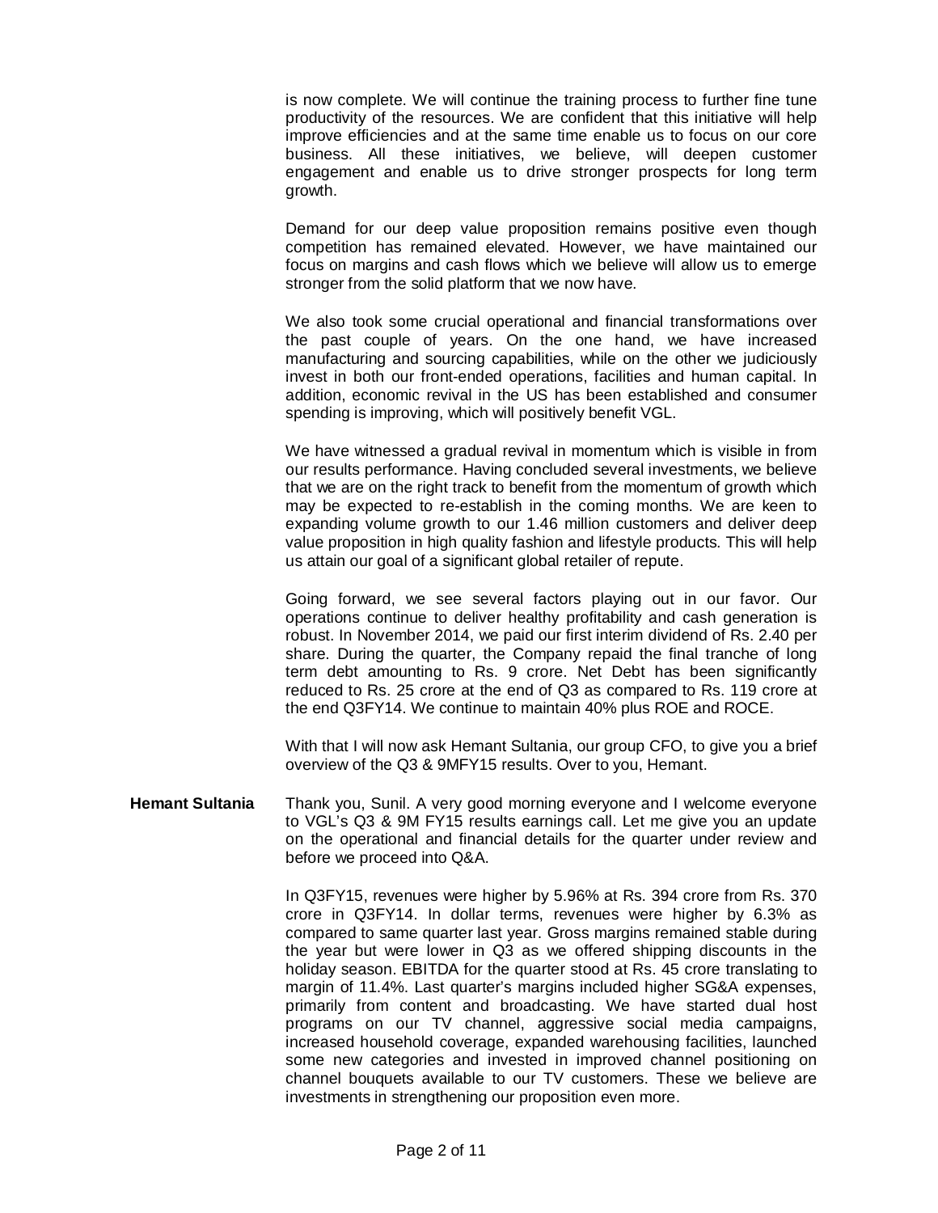is now complete. We will continue the training process to further fine tune productivity of the resources. We are confident that this initiative will help improve efficiencies and at the same time enable us to focus on our core business. All these initiatives, we believe, will deepen customer engagement and enable us to drive stronger prospects for long term growth.

Demand for our deep value proposition remains positive even though competition has remained elevated. However, we have maintained our focus on margins and cash flows which we believe will allow us to emerge stronger from the solid platform that we now have.

We also took some crucial operational and financial transformations over the past couple of years. On the one hand, we have increased manufacturing and sourcing capabilities, while on the other we judiciously invest in both our front-ended operations, facilities and human capital. In addition, economic revival in the US has been established and consumer spending is improving, which will positively benefit VGL.

We have witnessed a gradual revival in momentum which is visible in from our results performance. Having concluded several investments, we believe that we are on the right track to benefit from the momentum of growth which may be expected to re-establish in the coming months. We are keen to expanding volume growth to our 1.46 million customers and deliver deep value proposition in high quality fashion and lifestyle products. This will help us attain our goal of a significant global retailer of repute.

Going forward, we see several factors playing out in our favor. Our operations continue to deliver healthy profitability and cash generation is robust. In November 2014, we paid our first interim dividend of Rs. 2.40 per share. During the quarter, the Company repaid the final tranche of long term debt amounting to Rs. 9 crore. Net Debt has been significantly reduced to Rs. 25 crore at the end of Q3 as compared to Rs. 119 crore at the end Q3FY14. We continue to maintain 40% plus ROE and ROCE.

With that I will now ask Hemant Sultania, our group CFO, to give you a brief overview of the Q3 & 9MFY15 results. Over to you, Hemant.

**Hemant Sultania** Thank you, Sunil. A very good morning everyone and I welcome everyone to VGL's Q3 & 9M FY15 results earnings call. Let me give you an update on the operational and financial details for the quarter under review and before we proceed into Q&A.

In Q3FY15, revenues were higher by 5.96% at Rs. 394 crore from Rs. 370 crore in Q3FY14. In dollar terms, revenues were higher by 6.3% as compared to same quarter last year. Gross margins remained stable during the year but were lower in Q3 as we offered shipping discounts in the holiday season. EBITDA for the quarter stood at Rs. 45 crore translating to margin of 11.4%. Last quarter's margins included higher SG&A expenses, primarily from content and broadcasting. We have started dual host programs on our TV channel, aggressive social media campaigns, increased household coverage, expanded warehousing facilities, launched some new categories and invested in improved channel positioning on channel bouquets available to our TV customers. These we believe are investments in strengthening our proposition even more.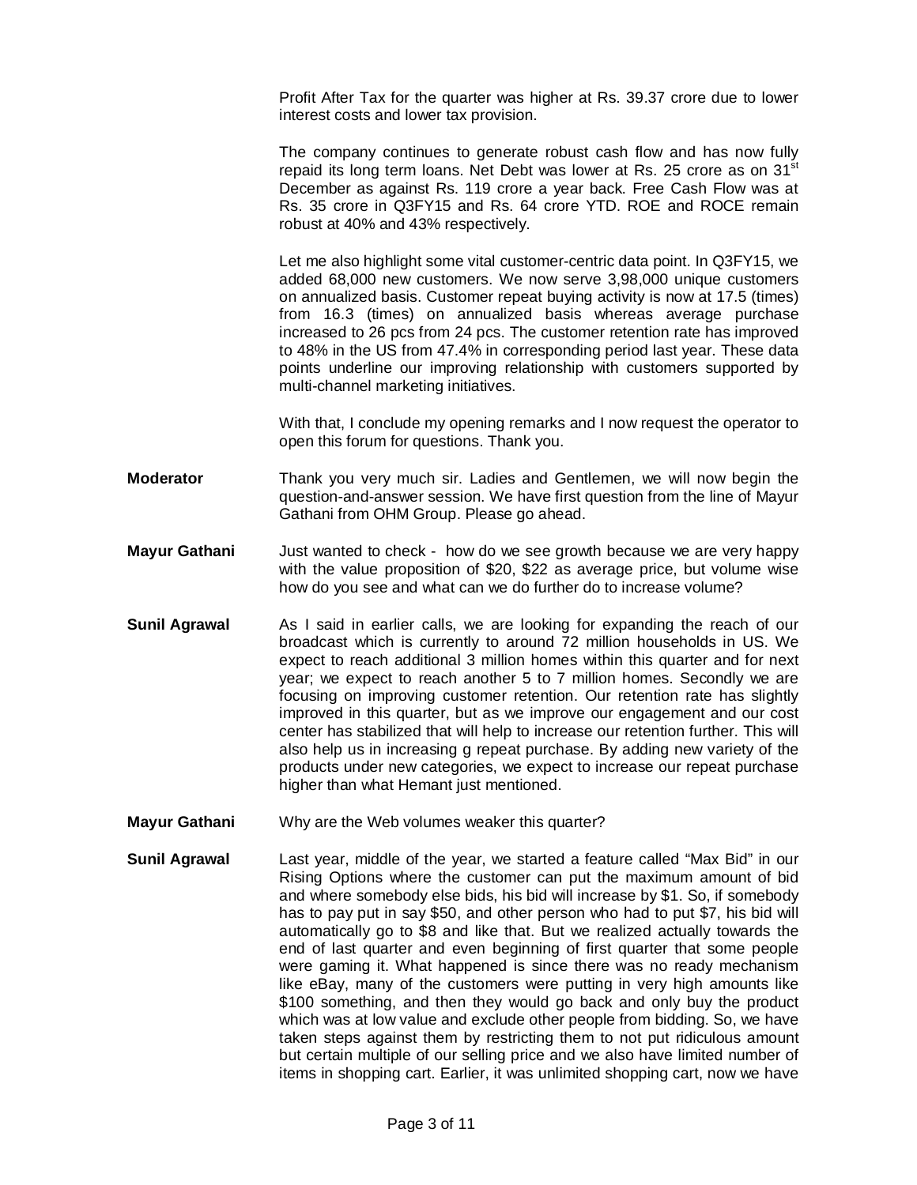Profit After Tax for the quarter was higher at Rs. 39.37 crore due to lower interest costs and lower tax provision.

The company continues to generate robust cash flow and has now fully repaid its long term loans. Net Debt was lower at Rs. 25 crore as on 31st December as against Rs. 119 crore a year back. Free Cash Flow was at Rs. 35 crore in Q3FY15 and Rs. 64 crore YTD. ROE and ROCE remain robust at 40% and 43% respectively.

Let me also highlight some vital customer-centric data point. In Q3FY15, we added 68,000 new customers. We now serve 3,98,000 unique customers on annualized basis. Customer repeat buying activity is now at 17.5 (times) from 16.3 (times) on annualized basis whereas average purchase increased to 26 pcs from 24 pcs. The customer retention rate has improved to 48% in the US from 47.4% in corresponding period last year. These data points underline our improving relationship with customers supported by multi-channel marketing initiatives.

With that, I conclude my opening remarks and I now request the operator to open this forum for questions. Thank you.

**Moderator** Thank you very much sir. Ladies and Gentlemen, we will now begin the question-and-answer session. We have first question from the line of Mayur Gathani from OHM Group. Please go ahead.

**Mayur Gathani** Just wanted to check - how do we see growth because we are very happy with the value proposition of $20, $22 as average price, but volume wise how do you see and what can we do further do to increase volume?

**Sunil Agrawal** As I said in earlier calls, we are looking for expanding the reach of our broadcast which is currently to around 72 million households in US. We expect to reach additional 3 million homes within this quarter and for next year; we expect to reach another 5 to 7 million homes. Secondly we are focusing on improving customer retention. Our retention rate has slightly improved in this quarter, but as we improve our engagement and our cost center has stabilized that will help to increase our retention further. This will also help us in increasing g repeat purchase. By adding new variety of the products under new categories, we expect to increase our repeat purchase higher than what Hemant just mentioned.

**Mayur Gathani** Why are the Web volumes weaker this quarter?

**Sunil Agrawal** Last year, middle of the year, we started a feature called "Max Bid" in our Rising Options where the customer can put the maximum amount of bid and where somebody else bids, his bid will increase by $1. So, if somebody has to pay put in say $50, and other person who had to put $7, his bid will automatically go to $8 and like that. But we realized actually towards the end of last quarter and even beginning of first quarter that some people were gaming it. What happened is since there was no ready mechanism like eBay, many of the customers were putting in very high amounts like $100 something, and then they would go back and only buy the product which was at low value and exclude other people from bidding. So, we have taken steps against them by restricting them to not put ridiculous amount but certain multiple of our selling price and we also have limited number of items in shopping cart. Earlier, it was unlimited shopping cart, now we have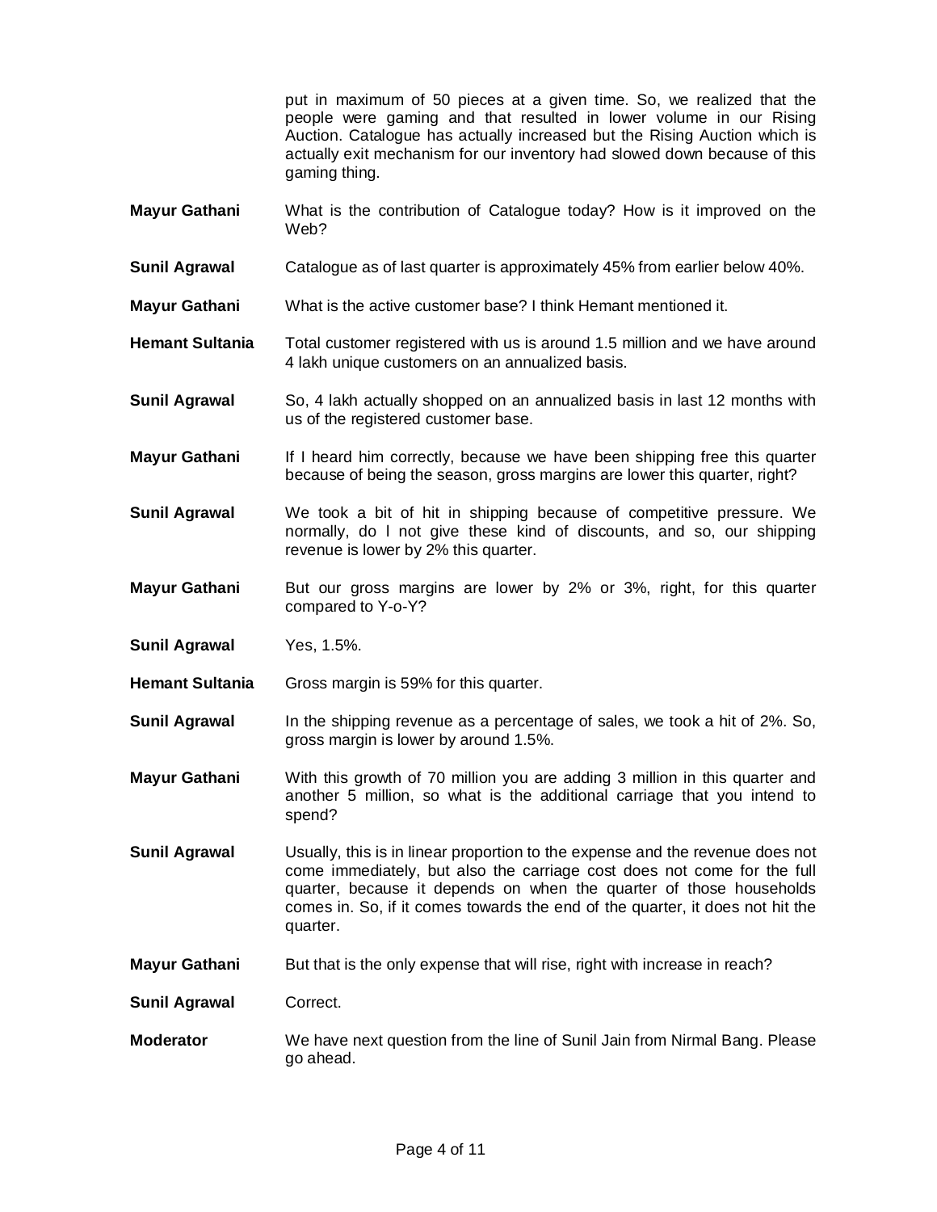put in maximum of 50 pieces at a given time. So, we realized that the people were gaming and that resulted in lower volume in our Rising Auction. Catalogue has actually increased but the Rising Auction which is actually exit mechanism for our inventory had slowed down because of this gaming thing.

**Mayur Gathani** What is the contribution of Catalogue today? How is it improved on the Web?

**Sunil Agrawal** Catalogue as of last quarter is approximately 45% from earlier below 40%.

**Mayur Gathani** What is the active customer base? I think Hemant mentioned it.

**Hemant Sultania** Total customer registered with us is around 1.5 million and we have around 4 lakh unique customers on an annualized basis.

**Sunil Agrawal** So, 4 lakh actually shopped on an annualized basis in last 12 months with us of the registered customer base.

**Mayur Gathani** If I heard him correctly, because we have been shipping free this quarter because of being the season, gross margins are lower this quarter, right?

**Sunil Agrawal** We took a bit of hit in shipping because of competitive pressure. We normally, do I not give these kind of discounts, and so, our shipping revenue is lower by 2% this quarter.

**Mayur Gathani** But our gross margins are lower by 2% or 3%, right, for this quarter compared to Y-o-Y?

**Sunil Agrawal** Yes, 1.5%.

**Hemant Sultania** Gross margin is 59% for this quarter.

**Sunil Agrawal** In the shipping revenue as a percentage of sales, we took a hit of 2%. So, gross margin is lower by around 1.5%.

**Mayur Gathani** With this growth of 70 million you are adding 3 million in this quarter and another 5 million, so what is the additional carriage that you intend to spend?

**Sunil Agrawal** Usually, this is in linear proportion to the expense and the revenue does not come immediately, but also the carriage cost does not come for the full quarter, because it depends on when the quarter of those households comes in. So, if it comes towards the end of the quarter, it does not hit the quarter.

**Mayur Gathani** But that is the only expense that will rise, right with increase in reach?

**Sunil Agrawal** Correct.

**Moderator** We have next question from the line of Sunil Jain from Nirmal Bang. Please go ahead.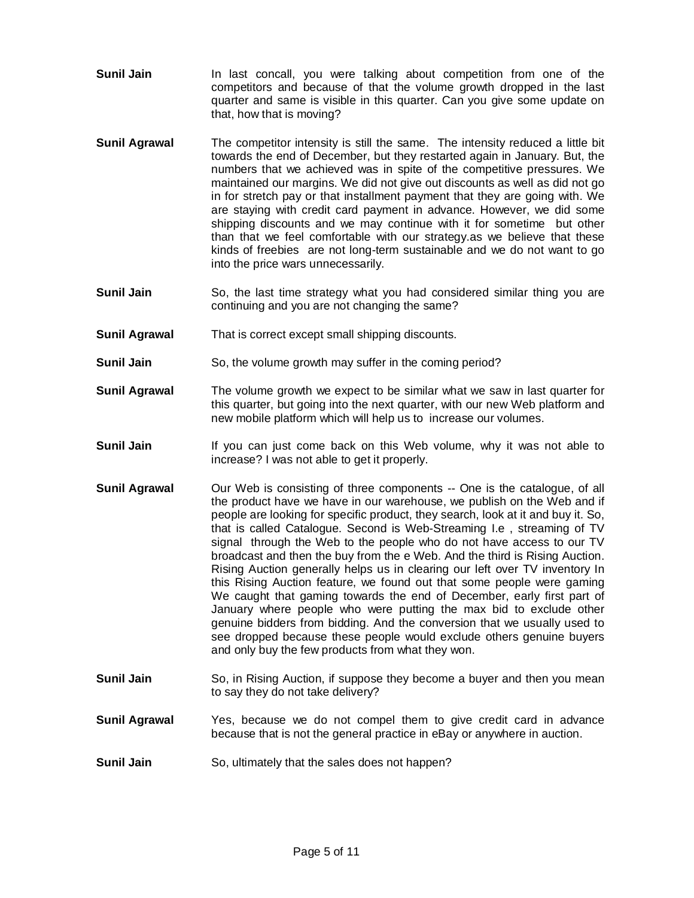**Sunil Jain** In last concall, you were talking about competition from one of the competitors and because of that the volume growth dropped in the last quarter and same is visible in this quarter. Can you give some update on that, how that is moving?

**Sunil Agrawal** The competitor intensity is still the same. The intensity reduced a little bit towards the end of December, but they restarted again in January. But, the numbers that we achieved was in spite of the competitive pressures. We maintained our margins. We did not give out discounts as well as did not go in for stretch pay or that installment payment that they are going with. We are staying with credit card payment in advance. However, we did some shipping discounts and we may continue with it for sometime but other than that we feel comfortable with our strategy.as we believe that these kinds of freebies are not long-term sustainable and we do not want to go into the price wars unnecessarily.

**Sunil Jain** So, the last time strategy what you had considered similar thing you are continuing and you are not changing the same?

**Sunil Agrawal** That is correct except small shipping discounts.

**Sunil Jain** So, the volume growth may suffer in the coming period?

**Sunil Agrawal** The volume growth we expect to be similar what we saw in last quarter for this quarter, but going into the next quarter, with our new Web platform and new mobile platform which will help us to increase our volumes.

**Sunil Jain** If you can just come back on this Web volume, why it was not able to increase? I was not able to get it properly.

**Sunil Agrawal** Our Web is consisting of three components -- One is the catalogue, of all the product have we have in our warehouse, we publish on the Web and if people are looking for specific product, they search, look at it and buy it. So, that is called Catalogue. Second is Web-Streaming I.e , streaming of TV signal through the Web to the people who do not have access to our TV broadcast and then the buy from the e Web. And the third is Rising Auction. Rising Auction generally helps us in clearing our left over TV inventory In this Rising Auction feature, we found out that some people were gaming We caught that gaming towards the end of December, early first part of January where people who were putting the max bid to exclude other genuine bidders from bidding. And the conversion that we usually used to see dropped because these people would exclude others genuine buyers and only buy the few products from what they won.

**Sunil Jain** So, in Rising Auction, if suppose they become a buyer and then you mean to say they do not take delivery?

**Sunil Agrawal** Yes, because we do not compel them to give credit card in advance because that is not the general practice in eBay or anywhere in auction.

**Sunil Jain** So, ultimately that the sales does not happen?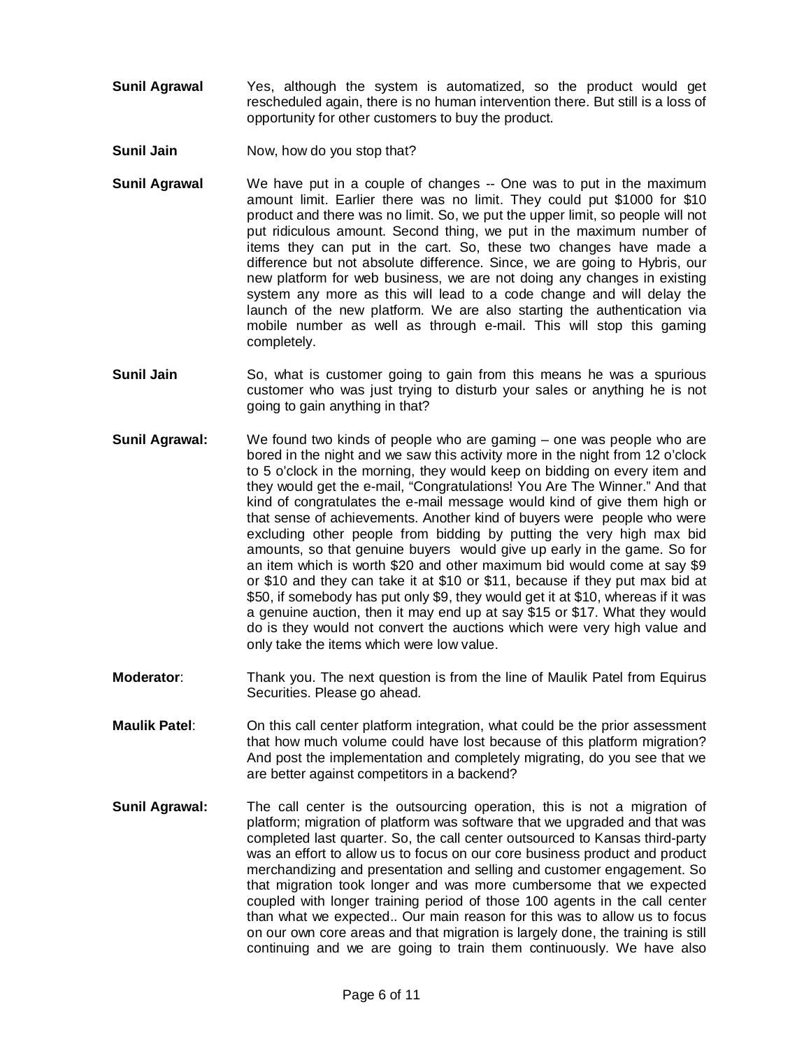**Sunil Agrawal** Yes, although the system is automatized, so the product would get rescheduled again, there is no human intervention there. But still is a loss of opportunity for other customers to buy the product.

**Sunil Jain** Now, how do you stop that?

**Sunil Agrawal** We have put in a couple of changes -- One was to put in the maximum amount limit. Earlier there was no limit. They could put $1000 for $10 product and there was no limit. So, we put the upper limit, so people will not put ridiculous amount. Second thing, we put in the maximum number of items they can put in the cart. So, these two changes have made a difference but not absolute difference. Since, we are going to Hybris, our new platform for web business, we are not doing any changes in existing system any more as this will lead to a code change and will delay the launch of the new platform. We are also starting the authentication via mobile number as well as through e-mail. This will stop this gaming completely.

**Sunil Jain** So, what is customer going to gain from this means he was a spurious customer who was just trying to disturb your sales or anything he is not going to gain anything in that?

**Sunil Agrawal:** We found two kinds of people who are gaming – one was people who are bored in the night and we saw this activity more in the night from 12 o'clock to 5 o'clock in the morning, they would keep on bidding on every item and they would get the e-mail, "Congratulations! You Are The Winner." And that kind of congratulates the e-mail message would kind of give them high or that sense of achievements. Another kind of buyers were people who were excluding other people from bidding by putting the very high max bid amounts, so that genuine buyers would give up early in the game. So for an item which is worth $20 and other maximum bid would come at say $9 or $10 and they can take it at $10 or $11, because if they put max bid at $50, if somebody has put only $9, they would get it at $10, whereas if it was a genuine auction, then it may end up at say $15 or $17. What they would do is they would not convert the auctions which were very high value and only take the items which were low value.

**Moderator**: Thank you. The next question is from the line of Maulik Patel from Equirus Securities. Please go ahead.

**Maulik Patel**: On this call center platform integration, what could be the prior assessment that how much volume could have lost because of this platform migration? And post the implementation and completely migrating, do you see that we are better against competitors in a backend?

**Sunil Agrawal:** The call center is the outsourcing operation, this is not a migration of platform; migration of platform was software that we upgraded and that was completed last quarter. So, the call center outsourced to Kansas third-party was an effort to allow us to focus on our core business product and product merchandizing and presentation and selling and customer engagement. So that migration took longer and was more cumbersome that we expected coupled with longer training period of those 100 agents in the call center than what we expected.. Our main reason for this was to allow us to focus on our own core areas and that migration is largely done, the training is still continuing and we are going to train them continuously. We have also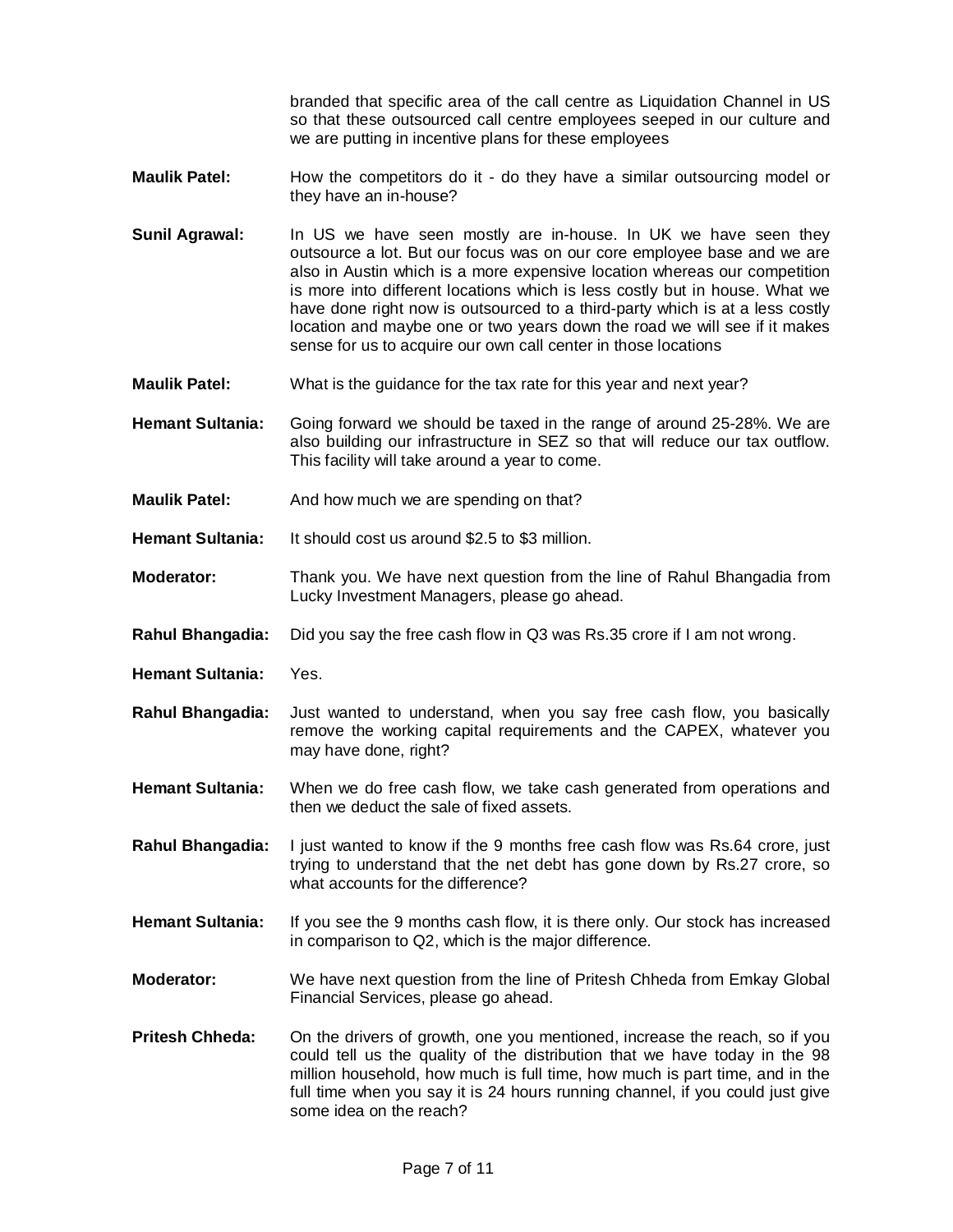branded that specific area of the call centre as Liquidation Channel in US so that these outsourced call centre employees seeped in our culture and we are putting in incentive plans for these employees

**Maulik Patel:** How the competitors do it - do they have a similar outsourcing model or they have an in-house?

**Sunil Agrawal:** In US we have seen mostly are in-house. In UK we have seen they outsource a lot. But our focus was on our core employee base and we are also in Austin which is a more expensive location whereas our competition is more into different locations which is less costly but in house. What we have done right now is outsourced to a third-party which is at a less costly location and maybe one or two years down the road we will see if it makes sense for us to acquire our own call center in those locations

**Maulik Patel:** What is the guidance for the tax rate for this year and next year?

**Hemant Sultania:** Going forward we should be taxed in the range of around 25-28%. We are also building our infrastructure in SEZ so that will reduce our tax outflow. This facility will take around a year to come.

**Maulik Patel:** And how much we are spending on that?

**Hemant Sultania:** It should cost us around $2.5 to $3 million.

**Moderator:** Thank you. We have next question from the line of Rahul Bhangadia from Lucky Investment Managers, please go ahead.

**Rahul Bhangadia:** Did you say the free cash flow in Q3 was Rs.35 crore if I am not wrong.

**Hemant Sultania:** Yes.

**Rahul Bhangadia:** Just wanted to understand, when you say free cash flow, you basically remove the working capital requirements and the CAPEX, whatever you may have done, right?

**Hemant Sultania:** When we do free cash flow, we take cash generated from operations and then we deduct the sale of fixed assets.

**Rahul Bhangadia:** I just wanted to know if the 9 months free cash flow was Rs.64 crore, just trying to understand that the net debt has gone down by Rs.27 crore, so what accounts for the difference?

**Hemant Sultania:** If you see the 9 months cash flow, it is there only. Our stock has increased in comparison to Q2, which is the major difference.

**Moderator:** We have next question from the line of Pritesh Chheda from Emkay Global Financial Services, please go ahead.

**Pritesh Chheda:** On the drivers of growth, one you mentioned, increase the reach, so if you could tell us the quality of the distribution that we have today in the 98 million household, how much is full time, how much is part time, and in the full time when you say it is 24 hours running channel, if you could just give some idea on the reach?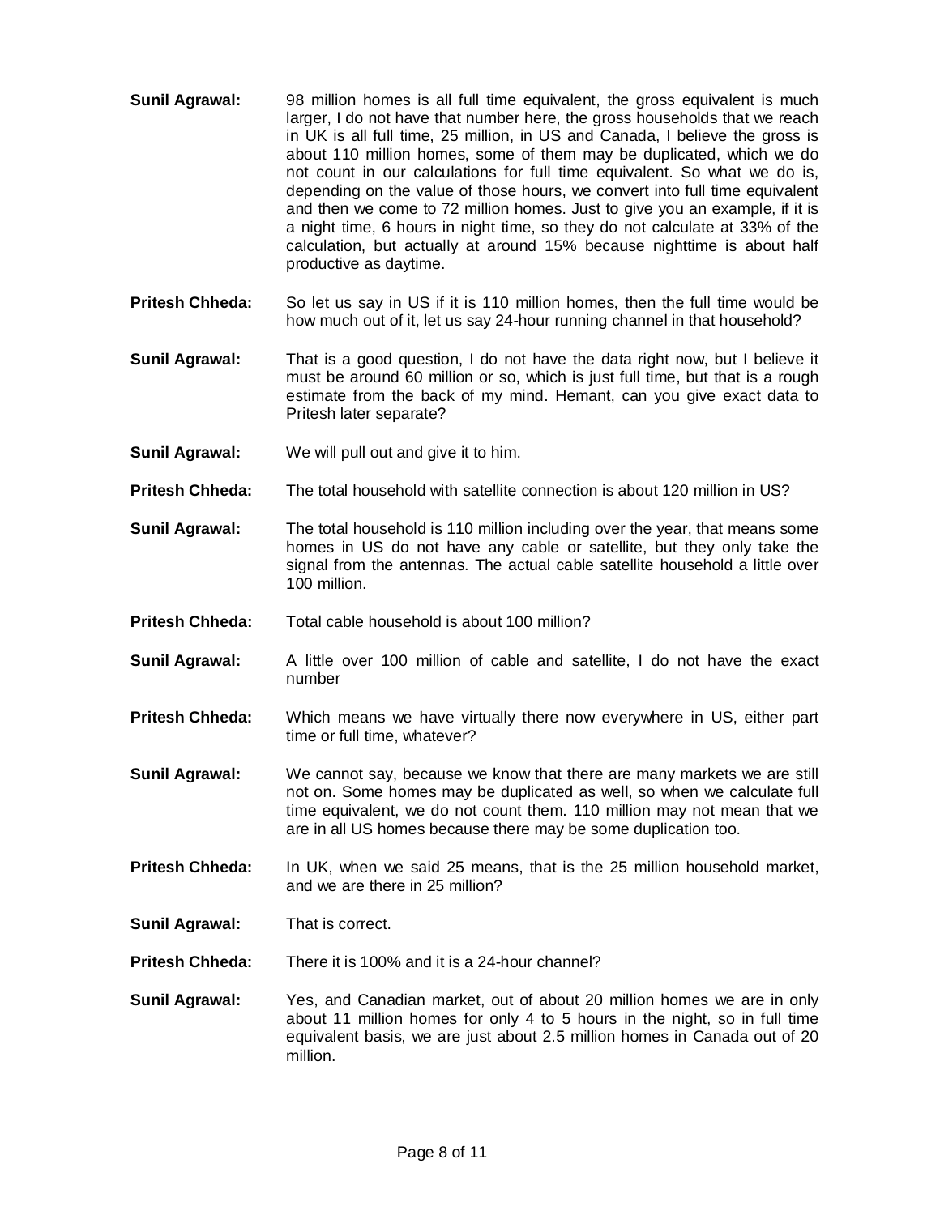**Sunil Agrawal:** 98 million homes is all full time equivalent, the gross equivalent is much larger, I do not have that number here, the gross households that we reach in UK is all full time, 25 million, in US and Canada, I believe the gross is about 110 million homes, some of them may be duplicated, which we do not count in our calculations for full time equivalent. So what we do is, depending on the value of those hours, we convert into full time equivalent and then we come to 72 million homes. Just to give you an example, if it is a night time, 6 hours in night time, so they do not calculate at 33% of the calculation, but actually at around 15% because nighttime is about half productive as daytime.

**Pritesh Chheda:** So let us say in US if it is 110 million homes, then the full time would be how much out of it, let us say 24-hour running channel in that household?

**Sunil Agrawal:** That is a good question, I do not have the data right now, but I believe it must be around 60 million or so, which is just full time, but that is a rough estimate from the back of my mind. Hemant, can you give exact data to Pritesh later separate?

**Sunil Agrawal:** We will pull out and give it to him.

**Pritesh Chheda:** The total household with satellite connection is about 120 million in US?

**Sunil Agrawal:** The total household is 110 million including over the year, that means some homes in US do not have any cable or satellite, but they only take the signal from the antennas. The actual cable satellite household a little over 100 million.

**Pritesh Chheda:** Total cable household is about 100 million?

**Sunil Agrawal:** A little over 100 million of cable and satellite, I do not have the exact number

**Pritesh Chheda:** Which means we have virtually there now everywhere in US, either part time or full time, whatever?

**Sunil Agrawal:** We cannot say, because we know that there are many markets we are still not on. Some homes may be duplicated as well, so when we calculate full time equivalent, we do not count them. 110 million may not mean that we are in all US homes because there may be some duplication too.

**Pritesh Chheda:** In UK, when we said 25 means, that is the 25 million household market, and we are there in 25 million?

**Sunil Agrawal:** That is correct.

**Pritesh Chheda:** There it is 100% and it is a 24-hour channel?

**Sunil Agrawal:** Yes, and Canadian market, out of about 20 million homes we are in only about 11 million homes for only 4 to 5 hours in the night, so in full time equivalent basis, we are just about 2.5 million homes in Canada out of 20 million.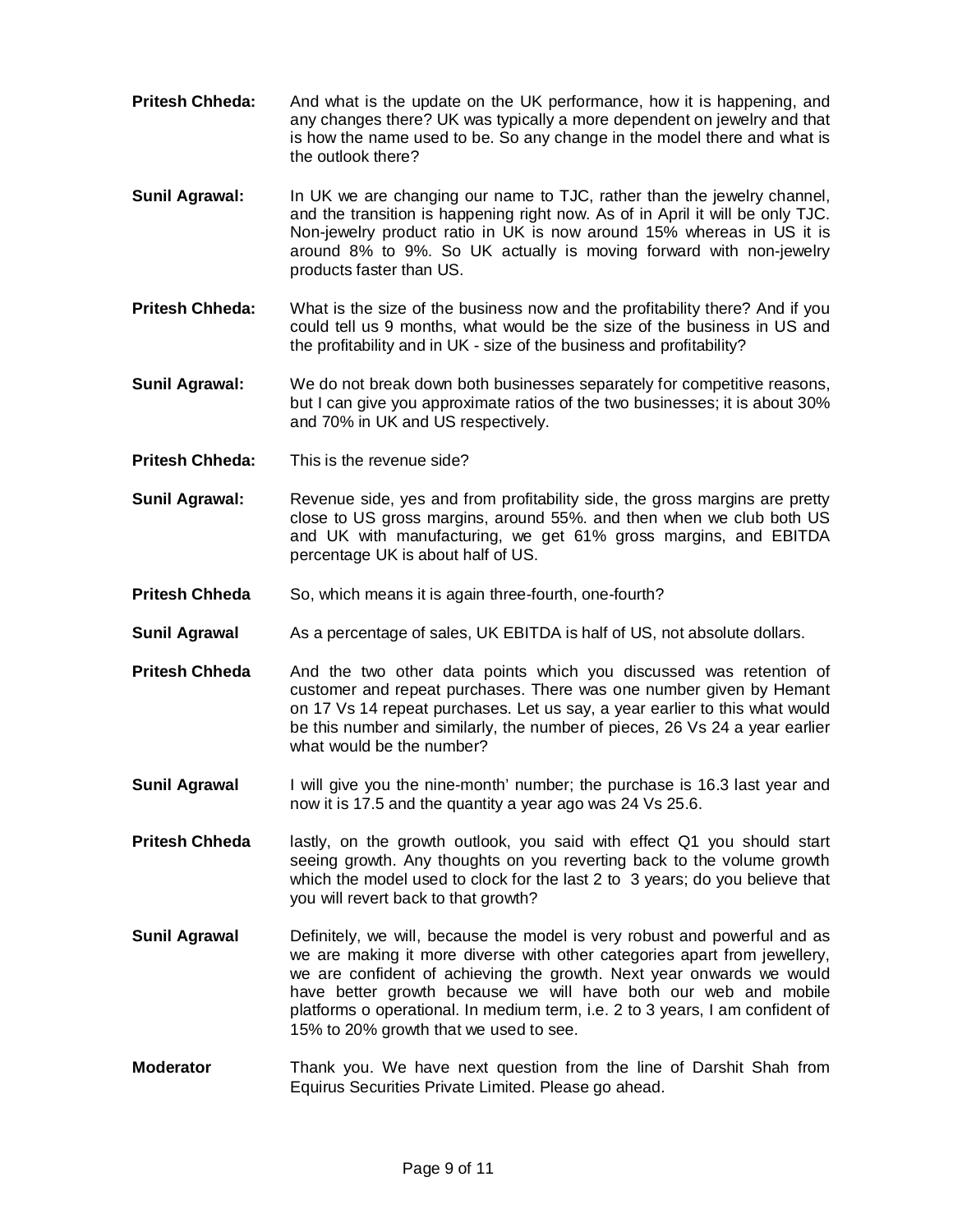**Pritesh Chheda:** And what is the update on the UK performance, how it is happening, and any changes there? UK was typically a more dependent on jewelry and that is how the name used to be. So any change in the model there and what is the outlook there?

**Sunil Agrawal:** In UK we are changing our name to TJC, rather than the jewelry channel, and the transition is happening right now. As of in April it will be only TJC. Non-jewelry product ratio in UK is now around 15% whereas in US it is around 8% to 9%. So UK actually is moving forward with non-jewelry products faster than US.

**Pritesh Chheda:** What is the size of the business now and the profitability there? And if you could tell us 9 months, what would be the size of the business in US and the profitability and in UK - size of the business and profitability?

**Sunil Agrawal:** We do not break down both businesses separately for competitive reasons, but I can give you approximate ratios of the two businesses; it is about 30% and 70% in UK and US respectively.

**Pritesh Chheda:** This is the revenue side?

**Sunil Agrawal:** Revenue side, yes and from profitability side, the gross margins are pretty close to US gross margins, around 55%. and then when we club both US and UK with manufacturing, we get 61% gross margins, and EBITDA percentage UK is about half of US.

**Pritesh Chheda** So, which means it is again three-fourth, one-fourth?

**Sunil Agrawal** As a percentage of sales, UK EBITDA is half of US, not absolute dollars.

**Pritesh Chheda** And the two other data points which you discussed was retention of customer and repeat purchases. There was one number given by Hemant on 17 Vs 14 repeat purchases. Let us say, a year earlier to this what would be this number and similarly, the number of pieces, 26 Vs 24 a year earlier what would be the number?

**Sunil Agrawal** I will give you the nine-month' number; the purchase is 16.3 last year and now it is 17.5 and the quantity a year ago was 24 Vs 25.6.

**Pritesh Chheda** lastly, on the growth outlook, you said with effect Q1 you should start seeing growth. Any thoughts on you reverting back to the volume growth which the model used to clock for the last 2 to 3 years; do you believe that you will revert back to that growth?

**Sunil Agrawal** Definitely, we will, because the model is very robust and powerful and as we are making it more diverse with other categories apart from jewellery, we are confident of achieving the growth. Next year onwards we would have better growth because we will have both our web and mobile platforms o operational. In medium term, i.e. 2 to 3 years, I am confident of 15% to 20% growth that we used to see.

**Moderator** Thank you. We have next question from the line of Darshit Shah from Equirus Securities Private Limited. Please go ahead.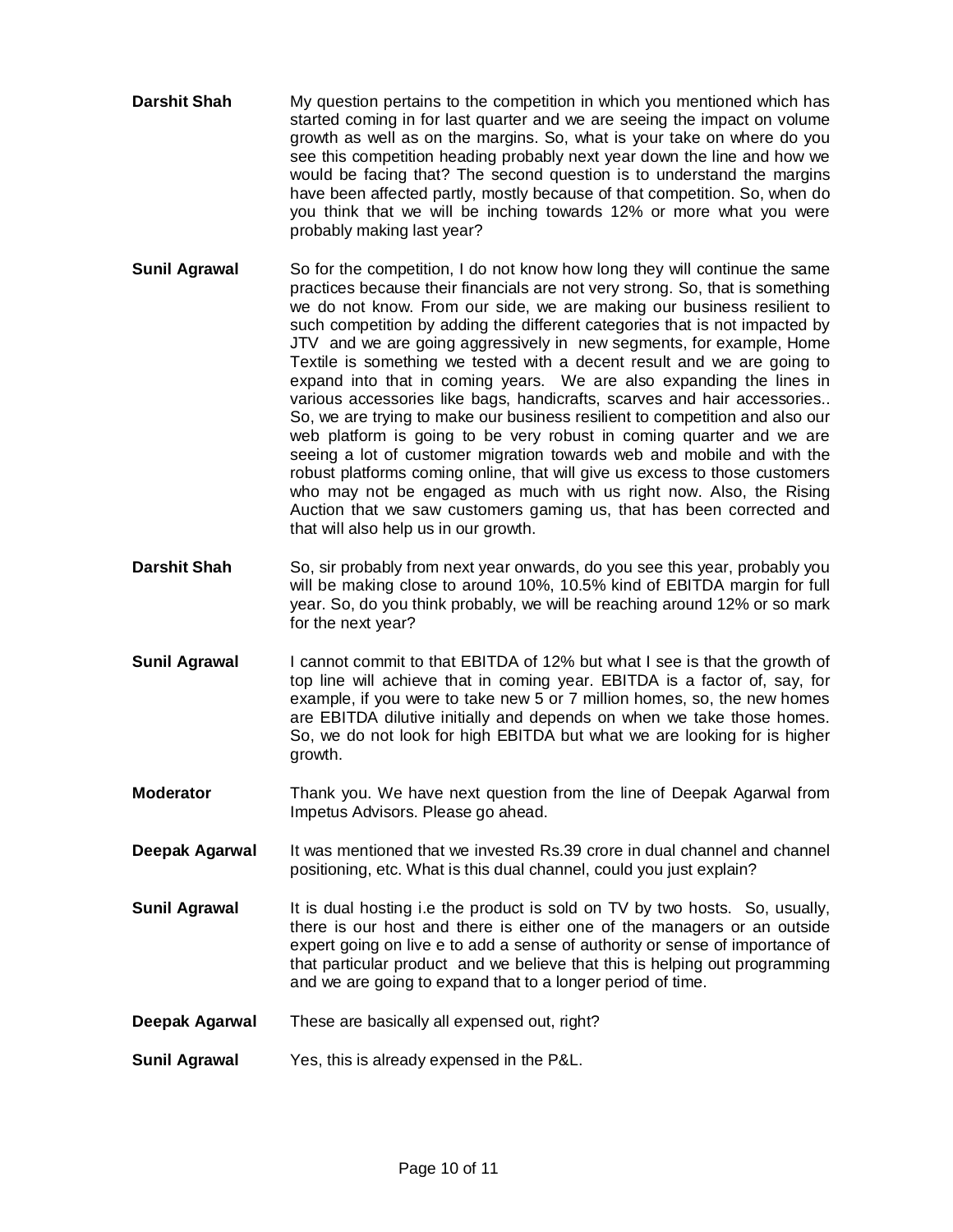**Darshit Shah** My question pertains to the competition in which you mentioned which has started coming in for last quarter and we are seeing the impact on volume growth as well as on the margins. So, what is your take on where do you see this competition heading probably next year down the line and how we would be facing that? The second question is to understand the margins have been affected partly, mostly because of that competition. So, when do you think that we will be inching towards 12% or more what you were probably making last year?

**Sunil Agrawal** So for the competition, I do not know how long they will continue the same practices because their financials are not very strong. So, that is something we do not know. From our side, we are making our business resilient to such competition by adding the different categories that is not impacted by JTV and we are going aggressively in new segments, for example, Home Textile is something we tested with a decent result and we are going to expand into that in coming years. We are also expanding the lines in various accessories like bags, handicrafts, scarves and hair accessories.. So, we are trying to make our business resilient to competition and also our web platform is going to be very robust in coming quarter and we are seeing a lot of customer migration towards web and mobile and with the robust platforms coming online, that will give us excess to those customers who may not be engaged as much with us right now. Also, the Rising Auction that we saw customers gaming us, that has been corrected and that will also help us in our growth.

**Darshit Shah** So, sir probably from next year onwards, do you see this year, probably you will be making close to around 10%, 10.5% kind of EBITDA margin for full year. So, do you think probably, we will be reaching around 12% or so mark for the next year?

**Sunil Agrawal** I cannot commit to that EBITDA of 12% but what I see is that the growth of top line will achieve that in coming year. EBITDA is a factor of, say, for example, if you were to take new 5 or 7 million homes, so, the new homes are EBITDA dilutive initially and depends on when we take those homes. So, we do not look for high EBITDA but what we are looking for is higher growth.

**Moderator** Thank you. We have next question from the line of Deepak Agarwal from Impetus Advisors. Please go ahead.

**Deepak Agarwal** It was mentioned that we invested Rs.39 crore in dual channel and channel positioning, etc. What is this dual channel, could you just explain?

**Sunil Agrawal** It is dual hosting i.e the product is sold on TV by two hosts. So, usually, there is our host and there is either one of the managers or an outside expert going on live e to add a sense of authority or sense of importance of that particular product and we believe that this is helping out programming and we are going to expand that to a longer period of time.

**Deepak Agarwal** These are basically all expensed out, right?

**Sunil Agrawal** Yes, this is already expensed in the P&L.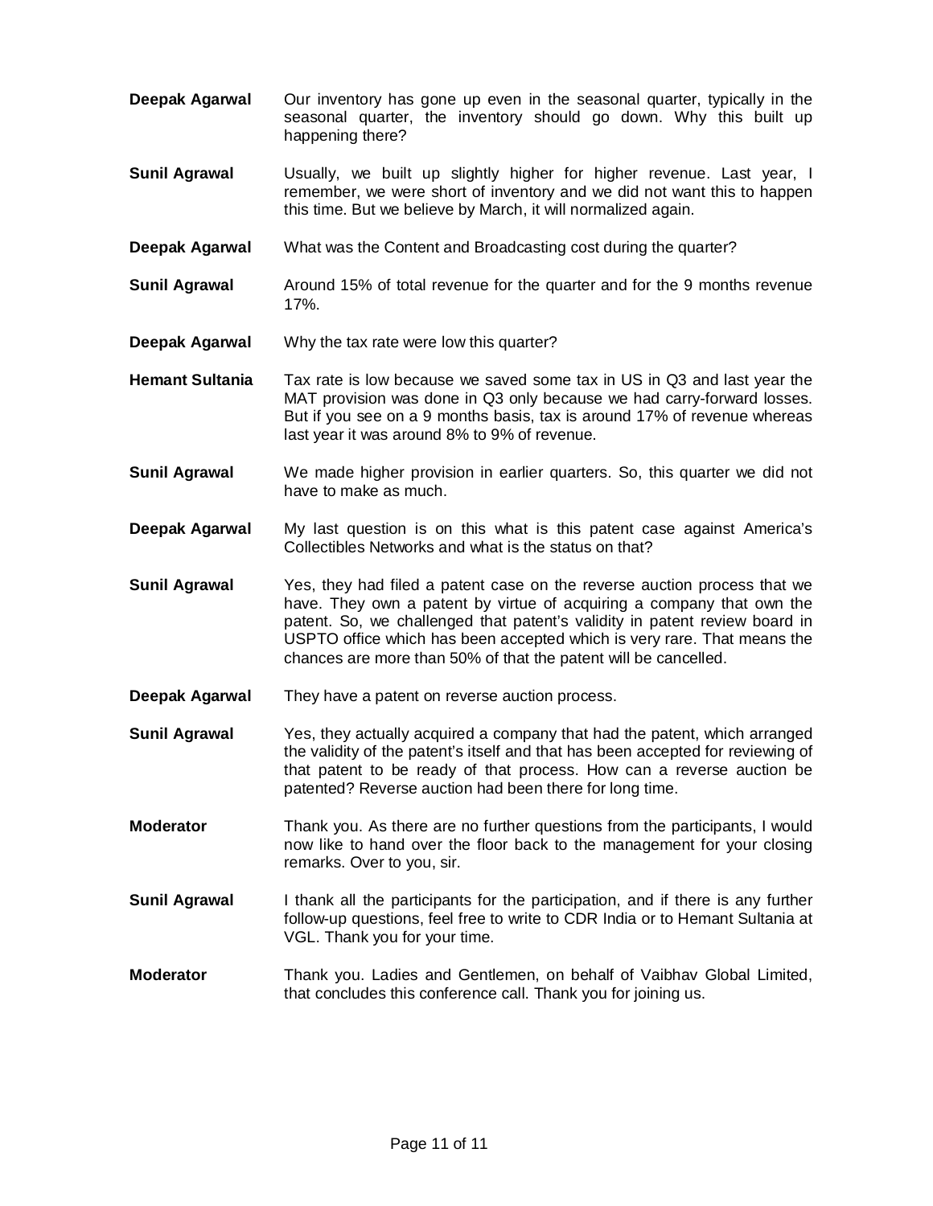**Deepak Agarwal** Our inventory has gone up even in the seasonal quarter, typically in the seasonal quarter, the inventory should go down. Why this built up happening there?

**Sunil Agrawal** Usually, we built up slightly higher for higher revenue. Last year, I remember, we were short of inventory and we did not want this to happen this time. But we believe by March, it will normalized again.

**Deepak Agarwal** What was the Content and Broadcasting cost during the quarter?

**Sunil Agrawal** Around 15% of total revenue for the quarter and for the 9 months revenue 17%.

**Deepak Agarwal** Why the tax rate were low this quarter?

**Hemant Sultania** Tax rate is low because we saved some tax in US in Q3 and last year the MAT provision was done in Q3 only because we had carry-forward losses. But if you see on a 9 months basis, tax is around 17% of revenue whereas last year it was around 8% to 9% of revenue.

**Sunil Agrawal** We made higher provision in earlier quarters. So, this quarter we did not have to make as much.

**Deepak Agarwal** My last question is on this what is this patent case against America's Collectibles Networks and what is the status on that?

**Sunil Agrawal** Yes, they had filed a patent case on the reverse auction process that we have. They own a patent by virtue of acquiring a company that own the patent. So, we challenged that patent's validity in patent review board in USPTO office which has been accepted which is very rare. That means the chances are more than 50% of that the patent will be cancelled.

**Deepak Agarwal** They have a patent on reverse auction process.

**Sunil Agrawal** Yes, they actually acquired a company that had the patent, which arranged the validity of the patent's itself and that has been accepted for reviewing of that patent to be ready of that process. How can a reverse auction be patented? Reverse auction had been there for long time.

**Moderator** Thank you. As there are no further questions from the participants, I would now like to hand over the floor back to the management for your closing remarks. Over to you, sir.

**Sunil Agrawal** I thank all the participants for the participation, and if there is any further follow-up questions, feel free to write to CDR India or to Hemant Sultania at VGL. Thank you for your time.

**Moderator** Thank you. Ladies and Gentlemen, on behalf of Vaibhav Global Limited, that concludes this conference call. Thank you for joining us.